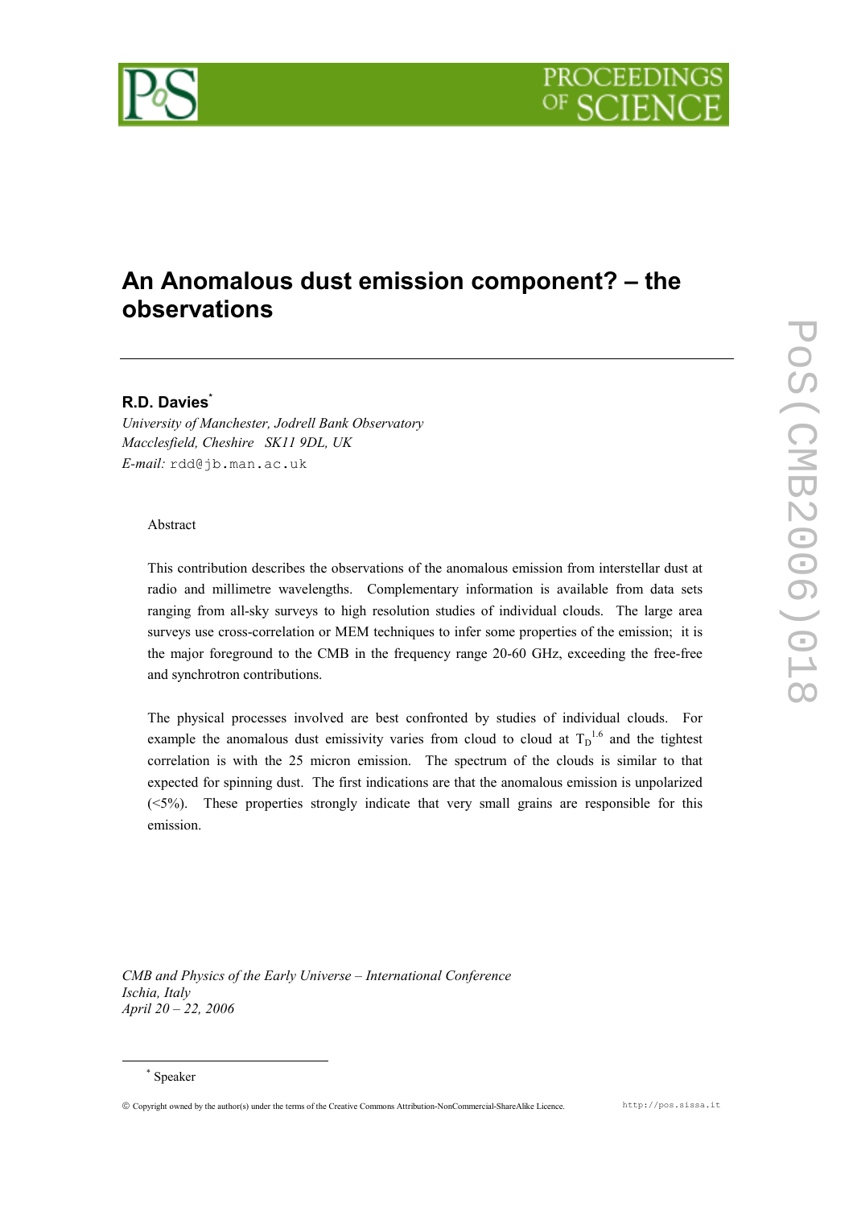# An Anomalous dust emission component? – the observations

**R.D. Davies**[*]

*University of Manchester, Jodrell Bank Observatory*
*Macclesfield, Cheshire SK11 9DL, UK*
*E-mail:* rdd@jb.man.ac.uk

Abstract

This contribution describes the observations of the anomalous emission from interstellar dust at radio and millimetre wavelengths. Complementary information is available from data sets ranging from all-sky surveys to high resolution studies of individual clouds. The large area surveys use cross-correlation or MEM techniques to infer some properties of the emission; it is the major foreground to the CMB in the frequency range 20-60 GHz, exceeding the free-free and synchrotron contributions.

The physical processes involved are best confronted by studies of individual clouds. For example the anomalous dust emissivity varies from cloud to cloud at $T_D^{1.6}$ and the tightest correlation is with the 25 micron emission. The spectrum of the clouds is similar to that expected for spinning dust. The first indications are that the anomalous emission is unpolarized (<5%). These properties strongly indicate that very small grains are responsible for this emission.

*CMB and Physics of the Early Universe – International Conference*
*Ischia, Italy*
*April 20 – 22, 2006*

[*] Speaker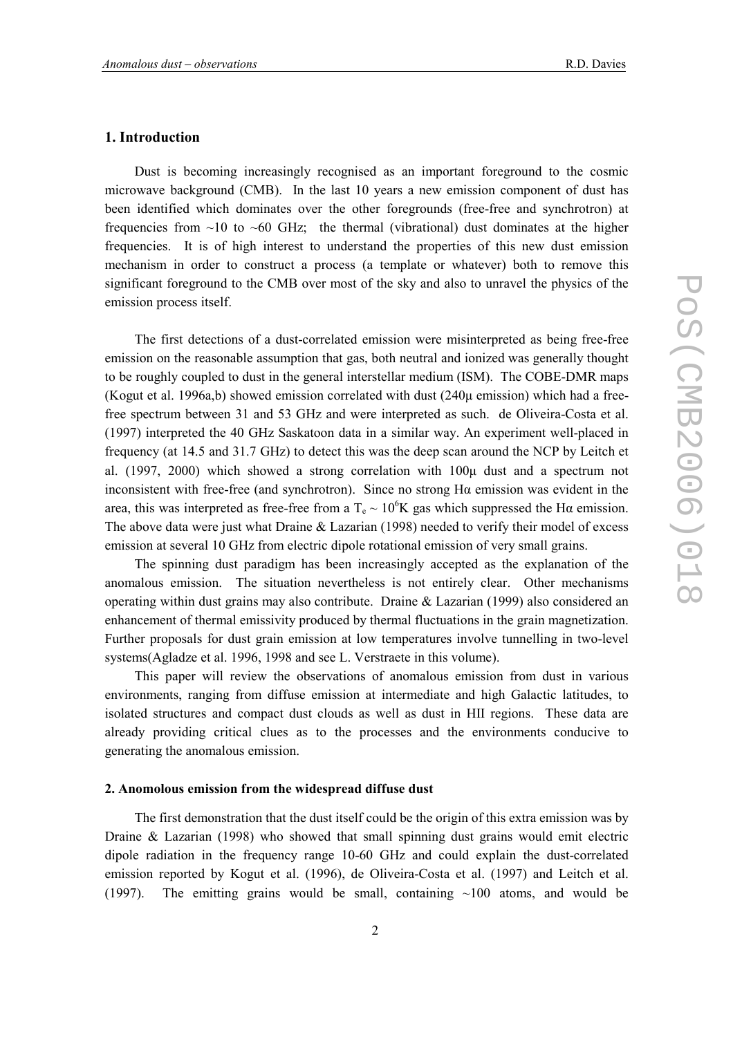## 1. Introduction

Dust is becoming increasingly recognised as an important foreground to the cosmic microwave background (CMB). In the last 10 years a new emission component of dust has been identified which dominates over the other foregrounds (free-free and synchrotron) at frequencies from ~10 to ~60 GHz; the thermal (vibrational) dust dominates at the higher frequencies. It is of high interest to understand the properties of this new dust emission mechanism in order to construct a process (a template or whatever) both to remove this significant foreground to the CMB over most of the sky and also to unravel the physics of the emission process itself.

The first detections of a dust-correlated emission were misinterpreted as being free-free emission on the reasonable assumption that gas, both neutral and ionized was generally thought to be roughly coupled to dust in the general interstellar medium (ISM). The COBE-DMR maps (Kogut et al. 1996a,b) showed emission correlated with dust (240μ emission) which had a free-free spectrum between 31 and 53 GHz and were interpreted as such. de Oliveira-Costa et al. (1997) interpreted the 40 GHz Saskatoon data in a similar way. An experiment well-placed in frequency (at 14.5 and 31.7 GHz) to detect this was the deep scan around the NCP by Leitch et al. (1997, 2000) which showed a strong correlation with 100μ dust and a spectrum not inconsistent with free-free (and synchrotron). Since no strong Hα emission was evident in the area, this was interpreted as free-free from a $T_e \sim 10^6$K gas which suppressed the Hα emission. The above data were just what Draine & Lazarian (1998) needed to verify their model of excess emission at several 10 GHz from electric dipole rotational emission of very small grains.

The spinning dust paradigm has been increasingly accepted as the explanation of the anomalous emission. The situation nevertheless is not entirely clear. Other mechanisms operating within dust grains may also contribute. Draine & Lazarian (1999) also considered an enhancement of thermal emissivity produced by thermal fluctuations in the grain magnetization. Further proposals for dust grain emission at low temperatures involve tunnelling in two-level systems(Agladze et al. 1996, 1998 and see L. Verstraete in this volume).

This paper will review the observations of anomalous emission from dust in various environments, ranging from diffuse emission at intermediate and high Galactic latitudes, to isolated structures and compact dust clouds as well as dust in HII regions. These data are already providing critical clues as to the processes and the environments conducive to generating the anomalous emission.

### 2. Anomolous emission from the widespread diffuse dust

The first demonstration that the dust itself could be the origin of this extra emission was by Draine & Lazarian (1998) who showed that small spinning dust grains would emit electric dipole radiation in the frequency range 10-60 GHz and could explain the dust-correlated emission reported by Kogut et al. (1996), de Oliveira-Costa et al. (1997) and Leitch et al. (1997). The emitting grains would be small, containing ~100 atoms, and would be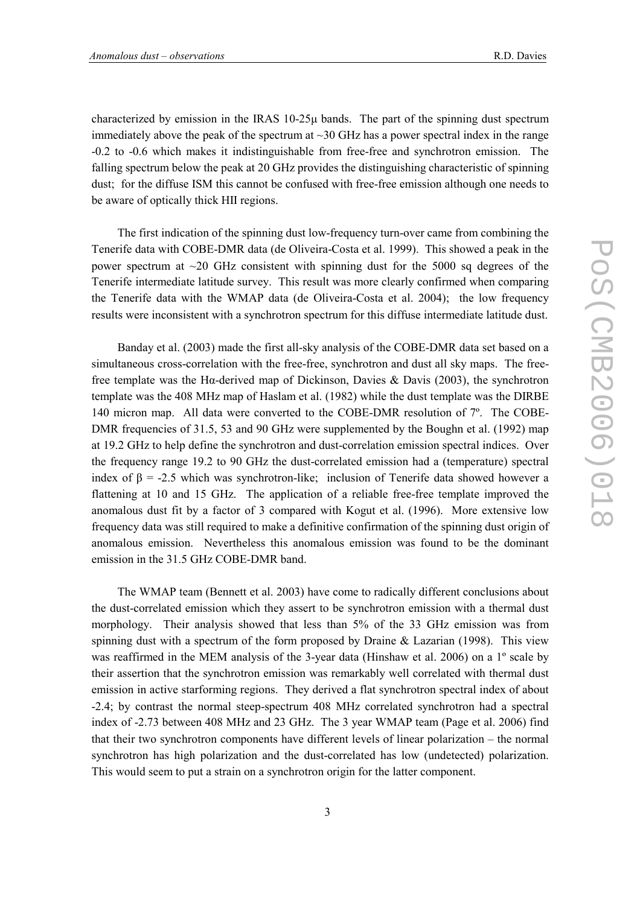characterized by emission in the IRAS 10-25μ bands. The part of the spinning dust spectrum immediately above the peak of the spectrum at ~30 GHz has a power spectral index in the range -0.2 to -0.6 which makes it indistinguishable from free-free and synchrotron emission. The falling spectrum below the peak at 20 GHz provides the distinguishing characteristic of spinning dust; for the diffuse ISM this cannot be confused with free-free emission although one needs to be aware of optically thick HII regions.

The first indication of the spinning dust low-frequency turn-over came from combining the Tenerife data with COBE-DMR data (de Oliveira-Costa et al. 1999). This showed a peak in the power spectrum at ~20 GHz consistent with spinning dust for the 5000 sq degrees of the Tenerife intermediate latitude survey. This result was more clearly confirmed when comparing the Tenerife data with the WMAP data (de Oliveira-Costa et al. 2004); the low frequency results were inconsistent with a synchrotron spectrum for this diffuse intermediate latitude dust.

Banday et al. (2003) made the first all-sky analysis of the COBE-DMR data set based on a simultaneous cross-correlation with the free-free, synchrotron and dust all sky maps. The free-free template was the Hα-derived map of Dickinson, Davies & Davis (2003), the synchrotron template was the 408 MHz map of Haslam et al. (1982) while the dust template was the DIRBE 140 micron map. All data were converted to the COBE-DMR resolution of 7º. The COBE-DMR frequencies of 31.5, 53 and 90 GHz were supplemented by the Boughn et al. (1992) map at 19.2 GHz to help define the synchrotron and dust-correlation emission spectral indices. Over the frequency range 19.2 to 90 GHz the dust-correlated emission had a (temperature) spectral index of $\beta = -2.5$ which was synchrotron-like; inclusion of Tenerife data showed however a flattening at 10 and 15 GHz. The application of a reliable free-free template improved the anomalous dust fit by a factor of 3 compared with Kogut et al. (1996). More extensive low frequency data was still required to make a definitive confirmation of the spinning dust origin of anomalous emission. Nevertheless this anomalous emission was found to be the dominant emission in the 31.5 GHz COBE-DMR band.

The WMAP team (Bennett et al. 2003) have come to radically different conclusions about the dust-correlated emission which they assert to be synchrotron emission with a thermal dust morphology. Their analysis showed that less than 5% of the 33 GHz emission was from spinning dust with a spectrum of the form proposed by Draine & Lazarian (1998). This view was reaffirmed in the MEM analysis of the 3-year data (Hinshaw et al. 2006) on a 1º scale by their assertion that the synchrotron emission was remarkably well correlated with thermal dust emission in active starforming regions. They derived a flat synchrotron spectral index of about -2.4; by contrast the normal steep-spectrum 408 MHz correlated synchrotron had a spectral index of -2.73 between 408 MHz and 23 GHz. The 3 year WMAP team (Page et al. 2006) find that their two synchrotron components have different levels of linear polarization – the normal synchrotron has high polarization and the dust-correlated has low (undetected) polarization. This would seem to put a strain on a synchrotron origin for the latter component.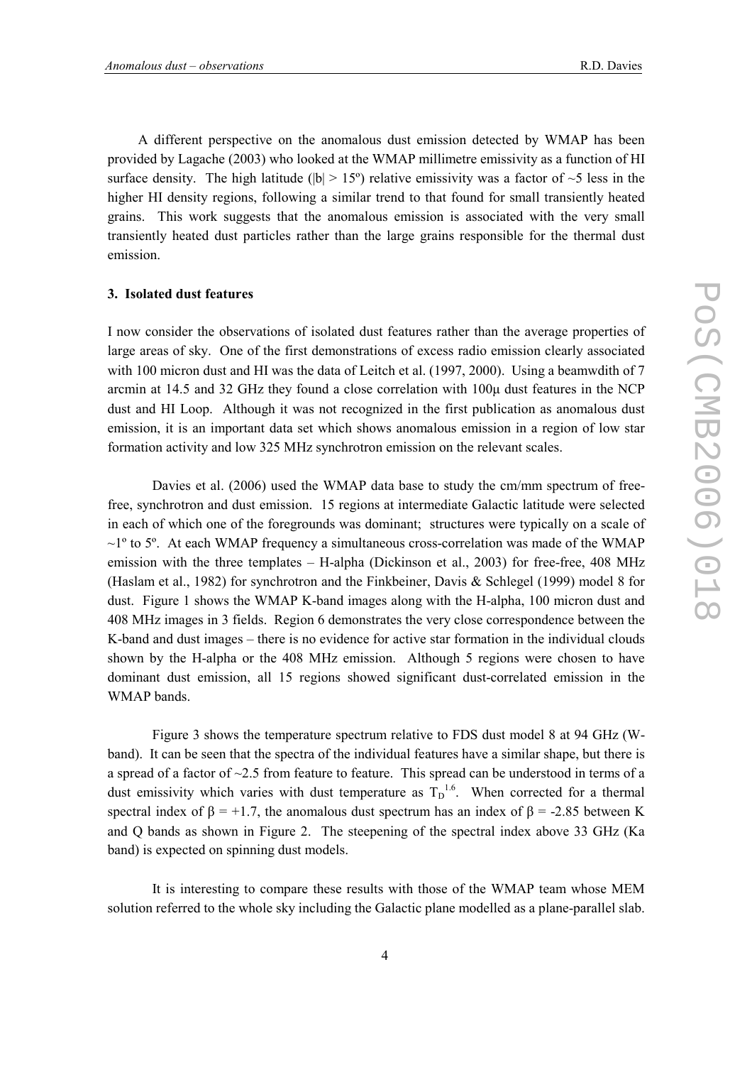A different perspective on the anomalous dust emission detected by WMAP has been provided by Lagache (2003) who looked at the WMAP millimetre emissivity as a function of HI surface density. The high latitude ($|b| > 15°$) relative emissivity was a factor of ~5 less in the higher HI density regions, following a similar trend to that found for small transiently heated grains. This work suggests that the anomalous emission is associated with the very small transiently heated dust particles rather than the large grains responsible for the thermal dust emission.

**3. Isolated dust features**

I now consider the observations of isolated dust features rather than the average properties of large areas of sky. One of the first demonstrations of excess radio emission clearly associated with 100 micron dust and HI was the data of Leitch et al. (1997, 2000). Using a beamwdith of 7 arcmin at 14.5 and 32 GHz they found a close correlation with 100μ dust features in the NCP dust and HI Loop. Although it was not recognized in the first publication as anomalous dust emission, it is an important data set which shows anomalous emission in a region of low star formation activity and low 325 MHz synchrotron emission on the relevant scales.

Davies et al. (2006) used the WMAP data base to study the cm/mm spectrum of free-free, synchrotron and dust emission. 15 regions at intermediate Galactic latitude were selected in each of which one of the foregrounds was dominant; structures were typically on a scale of ~1º to 5º. At each WMAP frequency a simultaneous cross-correlation was made of the WMAP emission with the three templates – H-alpha (Dickinson et al., 2003) for free-free, 408 MHz (Haslam et al., 1982) for synchrotron and the Finkbeiner, Davis & Schlegel (1999) model 8 for dust. Figure 1 shows the WMAP K-band images along with the H-alpha, 100 micron dust and 408 MHz images in 3 fields. Region 6 demonstrates the very close correspondence between the K-band and dust images – there is no evidence for active star formation in the individual clouds shown by the H-alpha or the 408 MHz emission. Although 5 regions were chosen to have dominant dust emission, all 15 regions showed significant dust-correlated emission in the WMAP bands.

Figure 3 shows the temperature spectrum relative to FDS dust model 8 at 94 GHz (W-band). It can be seen that the spectra of the individual features have a similar shape, but there is a spread of a factor of ~2.5 from feature to feature. This spread can be understood in terms of a dust emissivity which varies with dust temperature as $T_D^{1.6}$. When corrected for a thermal spectral index of $\beta = +1.7$, the anomalous dust spectrum has an index of $\beta = -2.85$ between K and Q bands as shown in Figure 2. The steepening of the spectral index above 33 GHz (Ka band) is expected on spinning dust models.

It is interesting to compare these results with those of the WMAP team whose MEM solution referred to the whole sky including the Galactic plane modelled as a plane-parallel slab.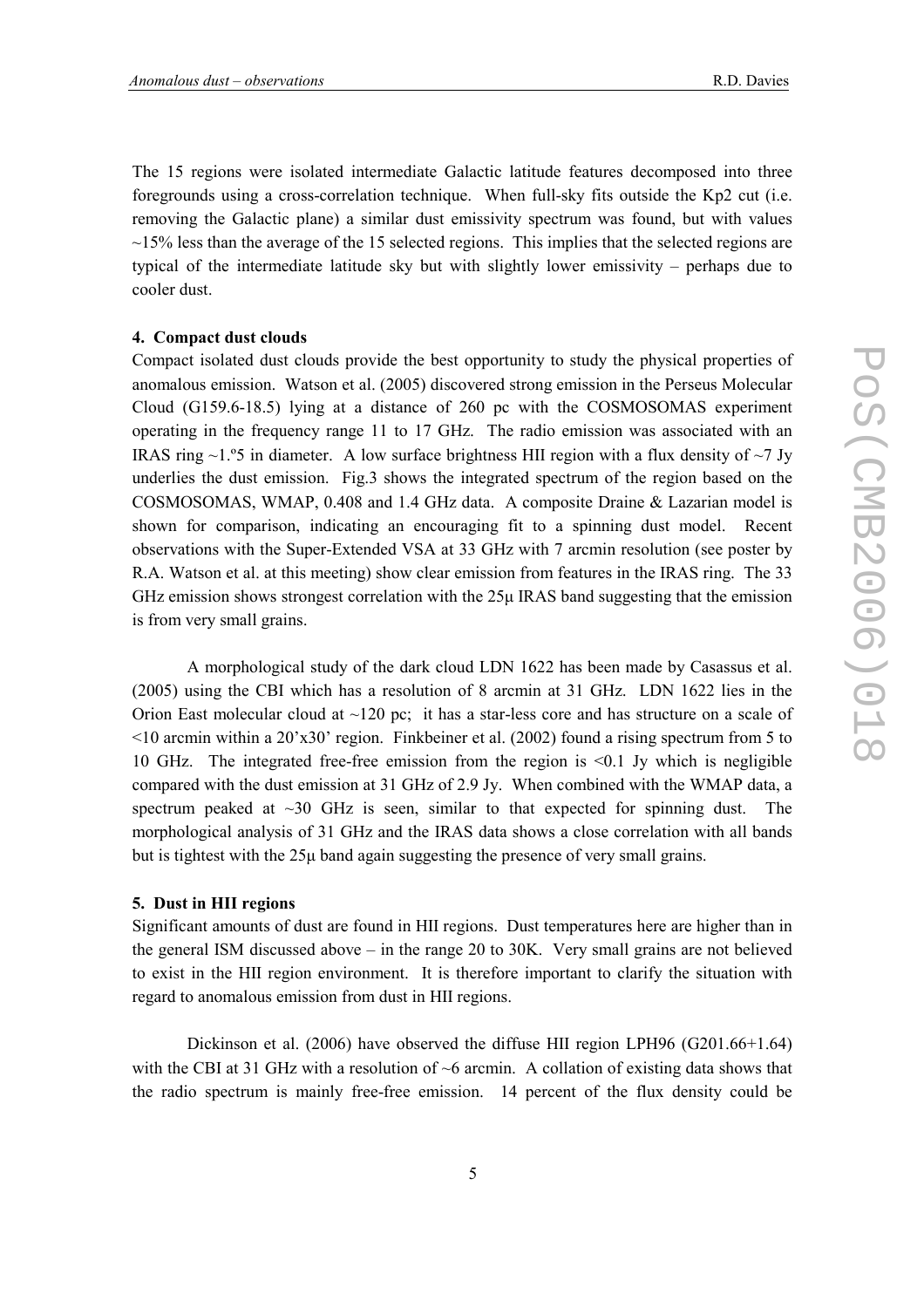The 15 regions were isolated intermediate Galactic latitude features decomposed into three foregrounds using a cross-correlation technique. When full-sky fits outside the Kp2 cut (i.e. removing the Galactic plane) a similar dust emissivity spectrum was found, but with values ~15% less than the average of the 15 selected regions. This implies that the selected regions are typical of the intermediate latitude sky but with slightly lower emissivity – perhaps due to cooler dust.

**4. Compact dust clouds**

Compact isolated dust clouds provide the best opportunity to study the physical properties of anomalous emission. Watson et al. (2005) discovered strong emission in the Perseus Molecular Cloud (G159.6-18.5) lying at a distance of 260 pc with the COSMOSOMAS experiment operating in the frequency range 11 to 17 GHz. The radio emission was associated with an IRAS ring ~1.º5 in diameter. A low surface brightness HII region with a flux density of ~7 Jy underlies the dust emission. Fig.3 shows the integrated spectrum of the region based on the COSMOSOMAS, WMAP, 0.408 and 1.4 GHz data. A composite Draine & Lazarian model is shown for comparison, indicating an encouraging fit to a spinning dust model. Recent observations with the Super-Extended VSA at 33 GHz with 7 arcmin resolution (see poster by R.A. Watson et al. at this meeting) show clear emission from features in the IRAS ring. The 33 GHz emission shows strongest correlation with the 25μ IRAS band suggesting that the emission is from very small grains.

A morphological study of the dark cloud LDN 1622 has been made by Casassus et al. (2005) using the CBI which has a resolution of 8 arcmin at 31 GHz. LDN 1622 lies in the Orion East molecular cloud at ~120 pc; it has a star-less core and has structure on a scale of <10 arcmin within a 20'x30' region. Finkbeiner et al. (2002) found a rising spectrum from 5 to 10 GHz. The integrated free-free emission from the region is <0.1 Jy which is negligible compared with the dust emission at 31 GHz of 2.9 Jy. When combined with the WMAP data, a spectrum peaked at ~30 GHz is seen, similar to that expected for spinning dust. The morphological analysis of 31 GHz and the IRAS data shows a close correlation with all bands but is tightest with the 25μ band again suggesting the presence of very small grains.

**5. Dust in HII regions**

Significant amounts of dust are found in HII regions. Dust temperatures here are higher than in the general ISM discussed above – in the range 20 to 30K. Very small grains are not believed to exist in the HII region environment. It is therefore important to clarify the situation with regard to anomalous emission from dust in HII regions.

Dickinson et al. (2006) have observed the diffuse HII region LPH96 (G201.66+1.64) with the CBI at 31 GHz with a resolution of ~6 arcmin. A collation of existing data shows that the radio spectrum is mainly free-free emission. 14 percent of the flux density could be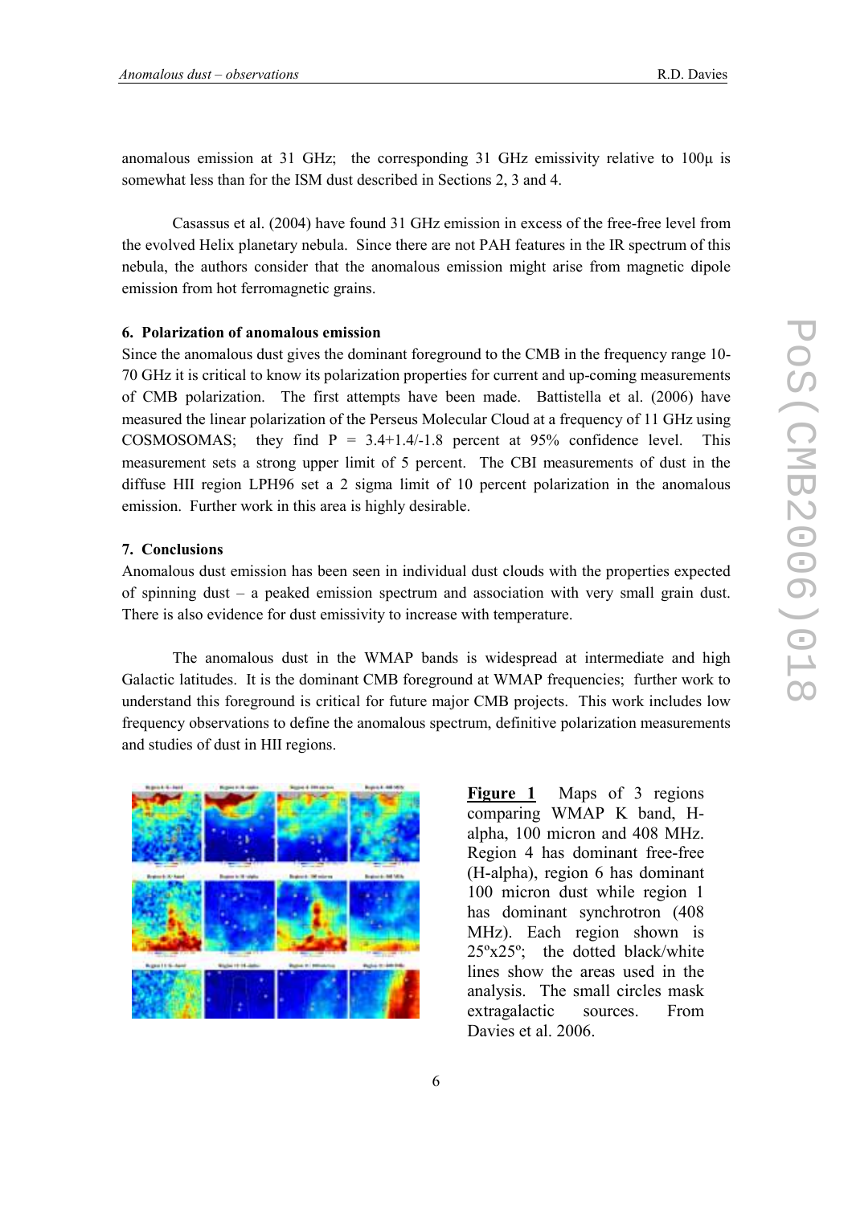anomalous emission at 31 GHz; the corresponding 31 GHz emissivity relative to 100μ is somewhat less than for the ISM dust described in Sections 2, 3 and 4.

Casassus et al. (2004) have found 31 GHz emission in excess of the free-free level from the evolved Helix planetary nebula. Since there are not PAH features in the IR spectrum of this nebula, the authors consider that the anomalous emission might arise from magnetic dipole emission from hot ferromagnetic grains.

### 6. Polarization of anomalous emission

Since the anomalous dust gives the dominant foreground to the CMB in the frequency range 10-70 GHz it is critical to know its polarization properties for current and up-coming measurements of CMB polarization. The first attempts have been made. Battistella et al. (2006) have measured the linear polarization of the Perseus Molecular Cloud at a frequency of 11 GHz using COSMOSOMAS; they find $P = 3.4{+1.4}/{-1.8}$ percent at 95% confidence level. This measurement sets a strong upper limit of 5 percent. The CBI measurements of dust in the diffuse HII region LPH96 set a 2 sigma limit of 10 percent polarization in the anomalous emission. Further work in this area is highly desirable.

### 7. Conclusions

Anomalous dust emission has been seen in individual dust clouds with the properties expected of spinning dust – a peaked emission spectrum and association with very small grain dust. There is also evidence for dust emissivity to increase with temperature.

The anomalous dust in the WMAP bands is widespread at intermediate and high Galactic latitudes. It is the dominant CMB foreground at WMAP frequencies; further work to understand this foreground is critical for future major CMB projects. This work includes low frequency observations to define the anomalous spectrum, definitive polarization measurements and studies of dust in HII regions.

**Figure 1** Maps of 3 regions comparing WMAP K band, H-alpha, 100 micron and 408 MHz. Region 4 has dominant free-free (H-alpha), region 6 has dominant 100 micron dust while region 1 has dominant synchrotron (408 MHz). Each region shown is 25º x25º; the dotted black/white lines show the areas used in the analysis. The small circles mask extragalactic sources. From Davies et al. 2006.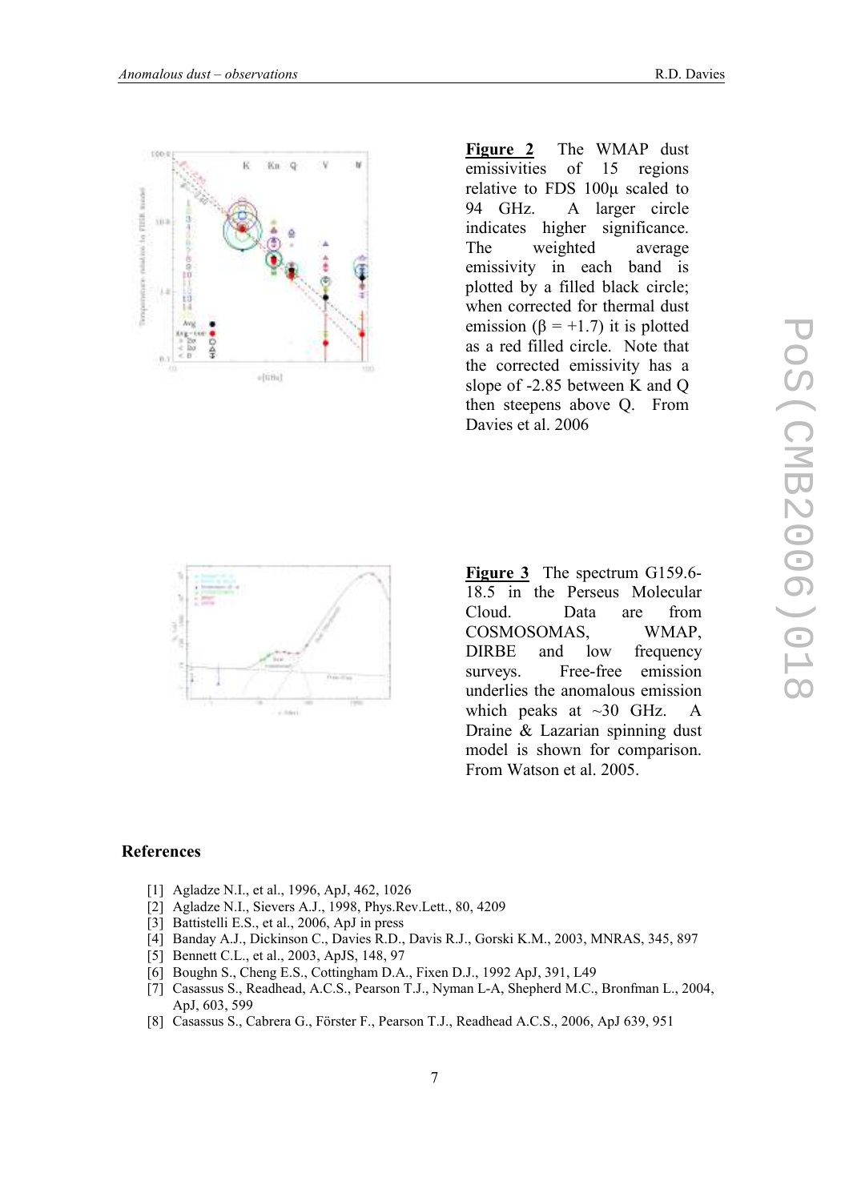**Figure 2** The WMAP dust emissivities of 15 regions relative to FDS 100μ scaled to 94 GHz. A larger circle indicates higher significance. The weighted average emissivity in each band is plotted by a filled black circle; when corrected for thermal dust emission ($\beta = +1.7$) it is plotted as a red filled circle. Note that the corrected emissivity has a slope of -2.85 between K and Q then steepens above Q. From Davies et al. 2006

**Figure 3** The spectrum G159.6-18.5 in the Perseus Molecular Cloud. Data are from COSMOSOMAS, WMAP, DIRBE and low frequency surveys. Free-free emission underlies the anomalous emission which peaks at ~30 GHz. A Draine & Lazarian spinning dust model is shown for comparison. From Watson et al. 2005.

## References

[1] Agladze N.I., et al., 1996, ApJ, 462, 1026
[2] Agladze N.I., Sievers A.J., 1998, Phys.Rev.Lett., 80, 4209
[3] Battistelli E.S., et al., 2006, ApJ in press
[4] Banday A.J., Dickinson C., Davies R.D., Davis R.J., Gorski K.M., 2003, MNRAS, 345, 897
[5] Bennett C.L., et al., 2003, ApJS, 148, 97
[6] Boughn S., Cheng E.S., Cottingham D.A., Fixen D.J., 1992 ApJ, 391, L49
[7] Casassus S., Readhead, A.C.S., Pearson T.J., Nyman L-A, Shepherd M.C., Bronfman L., 2004, ApJ, 603, 599
[8] Casassus S., Cabrera G., Förster F., Pearson T.J., Readhead A.C.S., 2006, ApJ 639, 951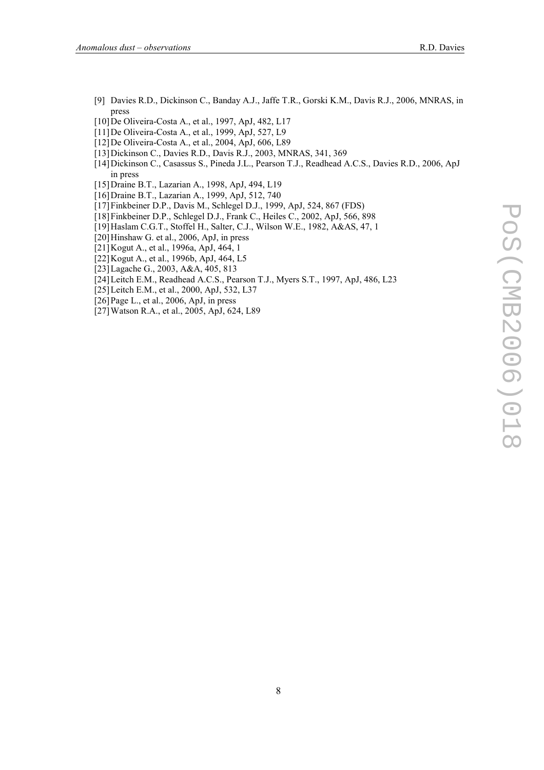[9] Davies R.D., Dickinson C., Banday A.J., Jaffe T.R., Gorski K.M., Davis R.J., 2006, MNRAS, in press

[10] De Oliveira-Costa A., et al., 1997, ApJ, 482, L17

[11] De Oliveira-Costa A., et al., 1999, ApJ, 527, L9

[12] De Oliveira-Costa A., et al., 2004, ApJ, 606, L89

[13] Dickinson C., Davies R.D., Davis R.J., 2003, MNRAS, 341, 369

[14] Dickinson C., Casassus S., Pineda J.L., Pearson T.J., Readhead A.C.S., Davies R.D., 2006, ApJ in press

[15] Draine B.T., Lazarian A., 1998, ApJ, 494, L19

[16] Draine B.T., Lazarian A., 1999, ApJ, 512, 740

[17] Finkbeiner D.P., Davis M., Schlegel D.J., 1999, ApJ, 524, 867 (FDS)

[18] Finkbeiner D.P., Schlegel D.J., Frank C., Heiles C., 2002, ApJ, 566, 898

[19] Haslam C.G.T., Stoffel H., Salter, C.J., Wilson W.E., 1982, A&AS, 47, 1

[20] Hinshaw G. et al., 2006, ApJ, in press

[21] Kogut A., et al., 1996a, ApJ, 464, 1

[22] Kogut A., et al., 1996b, ApJ, 464, L5

[23] Lagache G., 2003, A&A, 405, 813

[24] Leitch E.M., Readhead A.C.S., Pearson T.J., Myers S.T., 1997, ApJ, 486, L23

[25] Leitch E.M., et al., 2000, ApJ, 532, L37

[26] Page L., et al., 2006, ApJ, in press

[27] Watson R.A., et al., 2005, ApJ, 624, L89